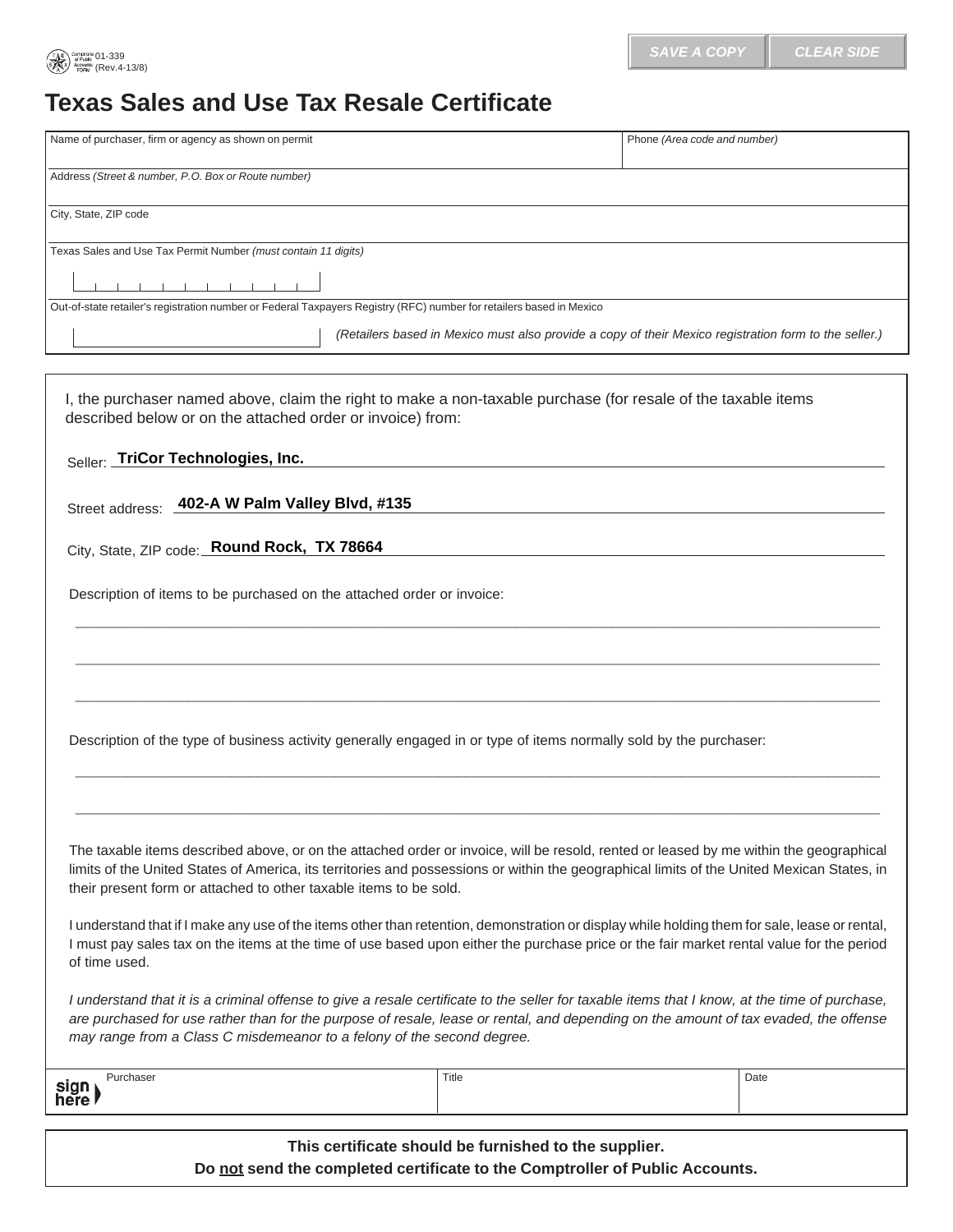01-339
(Rev.4-13/8)

# Texas Sales and Use Tax Resale Certificate

| Name of purchaser, firm or agency as shown on permit | Phone *(Area code and number)* |
|---|---|
| Address *(Street & number, P.O. Box or Route number)* | |
| City, State, ZIP code | |
| Texas Sales and Use Tax Permit Number *(must contain 11 digits)* | |
| Out-of-state retailer's registration number or Federal Taxpayers Registry (RFC) number for retailers based in Mexico *(Retailers based in Mexico must also provide a copy of their Mexico registration form to the seller.)* | |

I, the purchaser named above, claim the right to make a non-taxable purchase (for resale of the taxable items described below or on the attached order or invoice) from:

Seller: **TriCor Technologies, Inc.**

Street address: **402-A W Palm Valley Blvd, #135**

City, State, ZIP code: **Round Rock, TX 78664**

Description of items to be purchased on the attached order or invoice:

Description of the type of business activity generally engaged in or type of items normally sold by the purchaser:

The taxable items described above, or on the attached order or invoice, will be resold, rented or leased by me within the geographical limits of the United States of America, its territories and possessions or within the geographical limits of the United Mexican States, in their present form or attached to other taxable items to be sold.

I understand that if I make any use of the items other than retention, demonstration or display while holding them for sale, lease or rental, I must pay sales tax on the items at the time of use based upon either the purchase price or the fair market rental value for the period of time used.

*I understand that it is a criminal offense to give a resale certificate to the seller for taxable items that I know, at the time of purchase, are purchased for use rather than for the purpose of resale, lease or rental, and depending on the amount of tax evaded, the offense may range from a Class C misdemeanor to a felony of the second degree.*

| sign here Purchaser | Title | Date |
|---|---|---|
| | | |

**This certificate should be furnished to the supplier.**
**Do not send the completed certificate to the Comptroller of Public Accounts.**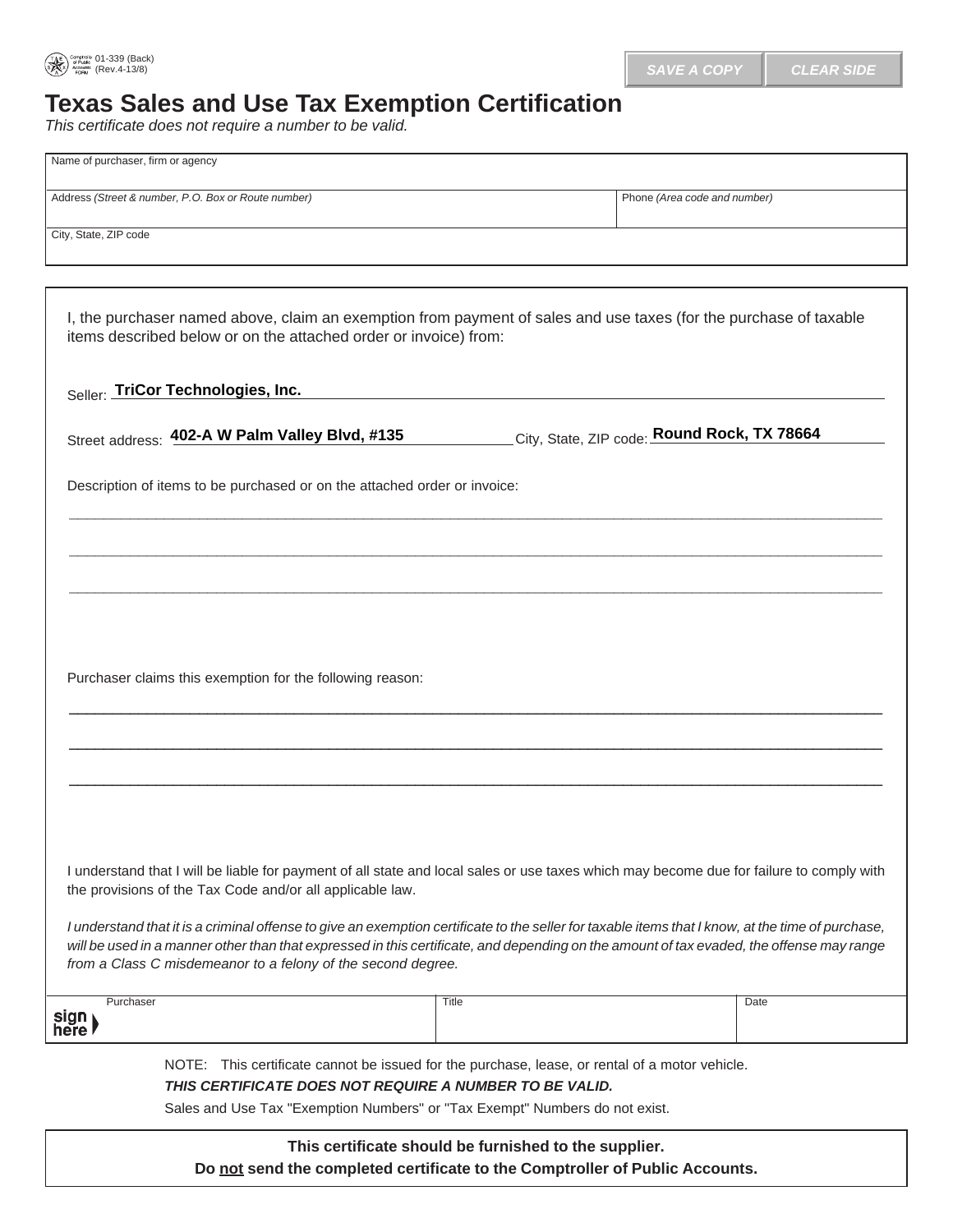01-339 (Back)
(Rev.4-13/8)

# Texas Sales and Use Tax Exemption Certification

*This certificate does not require a number to be valid.*

| | |
|---|---|
| Name of purchaser, firm or agency | |
| Address *(Street & number, P.O. Box or Route number)* | Phone *(Area code and number)* |
| City, State, ZIP code | |

I, the purchaser named above, claim an exemption from payment of sales and use taxes (for the purchase of taxable items described below or on the attached order or invoice) from:

Seller: **TriCor Technologies, Inc.**

Street address: **402-A W Palm Valley Blvd, #135** City, State, ZIP code: **Round Rock, TX 78664**

Description of items to be purchased or on the attached order or invoice:

Purchaser claims this exemption for the following reason:

I understand that I will be liable for payment of all state and local sales or use taxes which may become due for failure to comply with the provisions of the Tax Code and/or all applicable law.

*I understand that it is a criminal offense to give an exemption certificate to the seller for taxable items that I know, at the time of purchase, will be used in a manner other than that expressed in this certificate, and depending on the amount of tax evaded, the offense may range from a Class C misdemeanor to a felony of the second degree.*

| sign here Purchaser | Title | Date |
|---|---|---|
| | | |

NOTE: This certificate cannot be issued for the purchase, lease, or rental of a motor vehicle.

***THIS CERTIFICATE DOES NOT REQUIRE A NUMBER TO BE VALID.***

Sales and Use Tax "Exemption Numbers" or "Tax Exempt" Numbers do not exist.

**This certificate should be furnished to the supplier.**

**Do not send the completed certificate to the Comptroller of Public Accounts.**